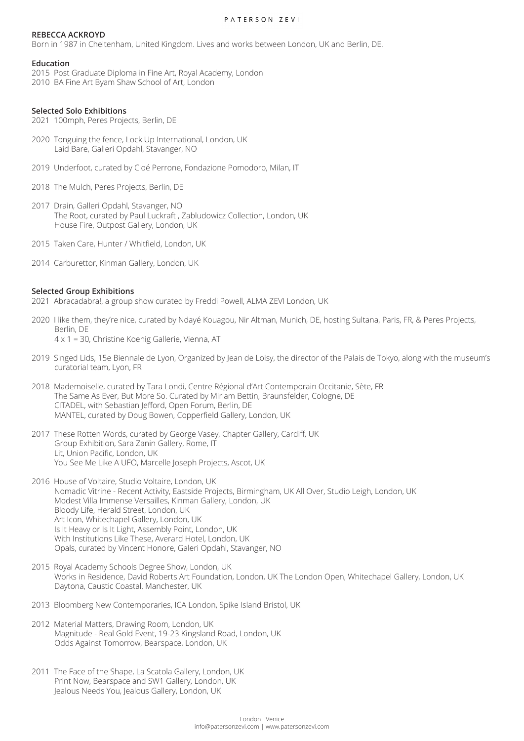**REBECCA ACKROYD**

Born in 1987 in Cheltenham, United Kingdom. Lives and works between London, UK and Berlin, DE.

**Education**

2015 Post Graduate Diploma in Fine Art, Royal Academy, London
2010 BA Fine Art Byam Shaw School of Art, London

**Selected Solo Exhibitions**

2021 100mph, Peres Projects, Berlin, DE

2020 Tonguing the fence, Lock Up International, London, UK
Laid Bare, Galleri Opdahl, Stavanger, NO

2019 Underfoot, curated by Cloé Perrone, Fondazione Pomodoro, Milan, IT

2018 The Mulch, Peres Projects, Berlin, DE

2017 Drain, Galleri Opdahl, Stavanger, NO
The Root, curated by Paul Luckraft , Zabludowicz Collection, London, UK
House Fire, Outpost Gallery, London, UK

2015 Taken Care, Hunter / Whitfield, London, UK

2014 Carburettor, Kinman Gallery, London, UK

**Selected Group Exhibitions**

2021 Abracadabra!, a group show curated by Freddi Powell, ALMA ZEVI London, UK

2020 I like them, they're nice, curated by Ndayé Kouagou, Nir Altman, Munich, DE, hosting Sultana, Paris, FR, & Peres Projects, Berlin, DE
4 x 1 = 30, Christine Koenig Gallerie, Vienna, AT

2019 Singed Lids, 15e Biennale de Lyon, Organized by Jean de Loisy, the director of the Palais de Tokyo, along with the museum's curatorial team, Lyon, FR

2018 Mademoiselle, curated by Tara Londi, Centre Régional d'Art Contemporain Occitanie, Sète, FR
The Same As Ever, But More So. Curated by Miriam Bettin, Braunsfelder, Cologne, DE
CITADEL, with Sebastian Jefford, Open Forum, Berlin, DE
MANTEL, curated by Doug Bowen, Copperfield Gallery, London, UK

2017 These Rotten Words, curated by George Vasey, Chapter Gallery, Cardiff, UK
Group Exhibition, Sara Zanin Gallery, Rome, IT
Lit, Union Pacific, London, UK
You See Me Like A UFO, Marcelle Joseph Projects, Ascot, UK

2016 House of Voltaire, Studio Voltaire, London, UK
Nomadic Vitrine - Recent Activity, Eastside Projects, Birmingham, UK All Over, Studio Leigh, London, UK
Modest Villa Immense Versailles, Kinman Gallery, London, UK
Bloody Life, Herald Street, London, UK
Art Icon, Whitechapel Gallery, London, UK
Is It Heavy or Is It Light, Assembly Point, London, UK
With Institutions Like These, Averard Hotel, London, UK
Opals, curated by Vincent Honore, Galeri Opdahl, Stavanger, NO

2015 Royal Academy Schools Degree Show, London, UK
Works in Residence, David Roberts Art Foundation, London, UK The London Open, Whitechapel Gallery, London, UK
Daytona, Caustic Coastal, Manchester, UK

2013 Bloomberg New Contemporaries, ICA London, Spike Island Bristol, UK

2012 Material Matters, Drawing Room, London, UK
Magnitude - Real Gold Event, 19-23 Kingsland Road, London, UK
Odds Against Tomorrow, Bearspace, London, UK

2011 The Face of the Shape, La Scatola Gallery, London, UK
Print Now, Bearspace and SW1 Gallery, London, UK
Jealous Needs You, Jealous Gallery, London, UK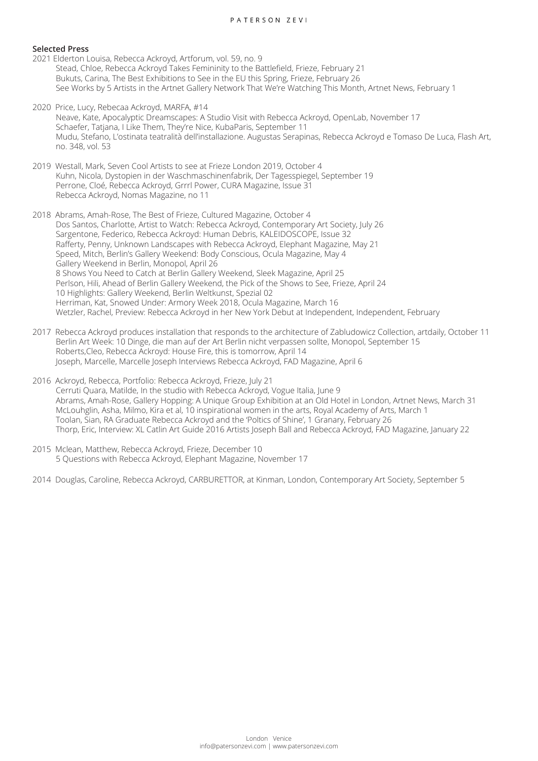**Selected Press**

2021 Elderton Louisa, Rebecca Ackroyd, Artforum, vol. 59, no. 9
Stead, Chloe, Rebecca Ackroyd Takes Femininity to the Battlefield, Frieze, February 21
Bukuts, Carina, The Best Exhibitions to See in the EU this Spring, Frieze, February 26
See Works by 5 Artists in the Artnet Gallery Network That We're Watching This Month, Artnet News, February 1

2020 Price, Lucy, Rebecaa Ackroyd, MARFA, #14
Neave, Kate, Apocalyptic Dreamscapes: A Studio Visit with Rebecca Ackroyd, OpenLab, November 17
Schaefer, Tatjana, I Like Them, They're Nice, KubaParis, September 11
Mudu, Stefano, L'ostinata teatralità dell'installazione. Augustas Serapinas, Rebecca Ackroyd e Tomaso De Luca, Flash Art, no. 348, vol. 53

2019 Westall, Mark, Seven Cool Artists to see at Frieze London 2019, October 4
Kuhn, Nicola, Dystopien in der Waschmaschinenfabrik, Der Tagesspiegel, September 19
Perrone, Cloé, Rebecca Ackroyd, Grrrl Power, CURA Magazine, Issue 31
Rebecca Ackroyd, Nomas Magazine, no 11

2018 Abrams, Amah-Rose, The Best of Frieze, Cultured Magazine, October 4
Dos Santos, Charlotte, Artist to Watch: Rebecca Ackroyd, Contemporary Art Society, July 26
Sargentone, Federico, Rebecca Ackroyd: Human Debris, KALEIDOSCOPE, Issue 32
Rafferty, Penny, Unknown Landscapes with Rebecca Ackroyd, Elephant Magazine, May 21
Speed, Mitch, Berlin's Gallery Weekend: Body Conscious, Ocula Magazine, May 4
Gallery Weekend in Berlin, Monopol, April 26
8 Shows You Need to Catch at Berlin Gallery Weekend, Sleek Magazine, April 25
Perlson, Hili, Ahead of Berlin Gallery Weekend, the Pick of the Shows to See, Frieze, April 24
10 Highlights: Gallery Weekend, Berlin Weltkunst, Spezial 02
Herriman, Kat, Snowed Under: Armory Week 2018, Ocula Magazine, March 16
Wetzler, Rachel, Preview: Rebecca Ackroyd in her New York Debut at Independent, Independent, February

2017 Rebecca Ackroyd produces installation that responds to the architecture of Zabludowicz Collection, artdaily, October 11
Berlin Art Week: 10 Dinge, die man auf der Art Berlin nicht verpassen sollte, Monopol, September 15
Roberts,Cleo, Rebecca Ackroyd: House Fire, this is tomorrow, April 14
Joseph, Marcelle, Marcelle Joseph Interviews Rebecca Ackroyd, FAD Magazine, April 6

2016 Ackroyd, Rebecca, Portfolio: Rebecca Ackroyd, Frieze, July 21
Cerruti Quara, Matilde, In the studio with Rebecca Ackroyd, Vogue Italia, June 9
Abrams, Amah-Rose, Gallery Hopping: A Unique Group Exhibition at an Old Hotel in London, Artnet News, March 31
McLouhglin, Asha, Milmo, Kira et al, 10 inspirational women in the arts, Royal Academy of Arts, March 1
Toolan, Sian, RA Graduate Rebecca Ackroyd and the 'Poltics of Shine', 1 Granary, February 26
Thorp, Eric, Interview: XL Catlin Art Guide 2016 Artists Joseph Ball and Rebecca Ackroyd, FAD Magazine, January 22

2015 Mclean, Matthew, Rebecca Ackroyd, Frieze, December 10
5 Questions with Rebecca Ackroyd, Elephant Magazine, November 17

2014 Douglas, Caroline, Rebecca Ackroyd, CARBURETTOR, at Kinman, London, Contemporary Art Society, September 5